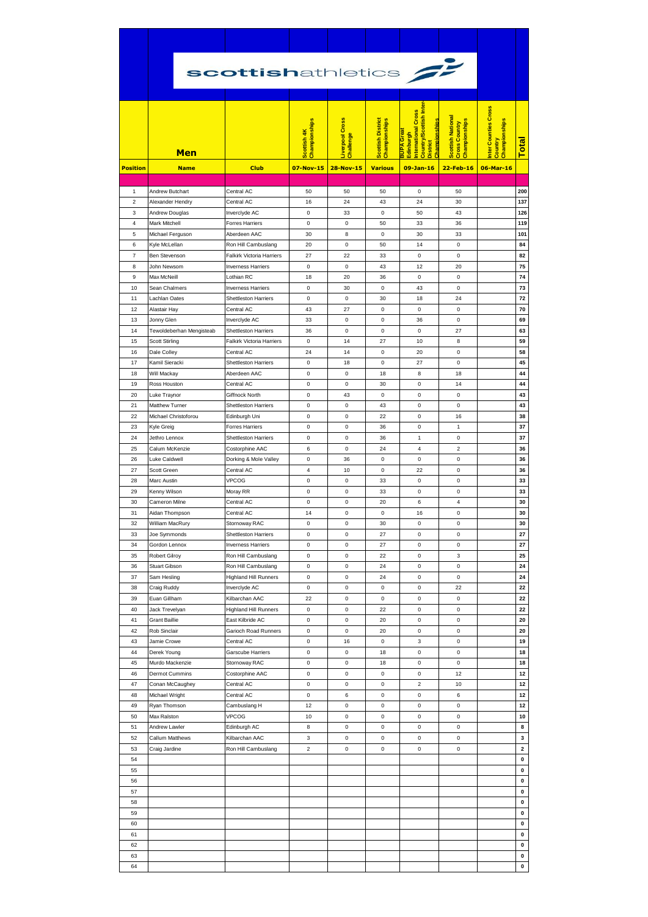# scottishathletics

| Position | Men<br>Name | Club | Scottish 4K Championships<br>07-Nov-15 | Liverpool Cross Challenge<br>28-Nov-15 | Scottish District Championships<br>Various | BUPA Great Edinburgh International Cross Country/Scottish Inter-District Championships<br>09-Jan-16 | Scottish National Cross Country Championships<br>22-Feb-16 | Inter Counties Cross Country Championships<br>06-Mar-16 | Total |
|---|---|---|---|---|---|---|---|---|---|
| 1 | Andrew Butchart | Central AC | 50 | 50 | 50 | 0 | 50 | | 200 |
| 2 | Alexander Hendry | Central AC | 16 | 24 | 43 | 24 | 30 | | 137 |
| 3 | Andrew Douglas | Inverclyde AC | 0 | 33 | 0 | 50 | 43 | | 126 |
| 4 | Mark Mitchell | Forres Harriers | 0 | 0 | 50 | 33 | 36 | | 119 |
| 5 | Michael Ferguson | Aberdeen AAC | 30 | 8 | 0 | 30 | 33 | | 101 |
| 6 | Kyle McLellan | Ron Hill Cambuslang | 20 | 0 | 50 | 14 | 0 | | 84 |
| 7 | Ben Stevenson | Falkirk Victoria Harriers | 27 | 22 | 33 | 0 | 0 | | 82 |
| 8 | John Newsom | Inverness Harriers | 0 | 0 | 43 | 12 | 20 | | 75 |
| 9 | Max McNeill | Lothian RC | 18 | 20 | 36 | 0 | 0 | | 74 |
| 10 | Sean Chalmers | Inverness Harriers | 0 | 30 | 0 | 43 | 0 | | 73 |
| 11 | Lachlan Oates | Shettleston Harriers | 0 | 0 | 30 | 18 | 24 | | 72 |
| 12 | Alastair Hay | Central AC | 43 | 27 | 0 | 0 | 0 | | 70 |
| 13 | Jonny Glen | Inverclyde AC | 33 | 0 | 0 | 36 | 0 | | 69 |
| 14 | Tewoldeberhan Mengisteab | Shettleston Harriers | 36 | 0 | 0 | 0 | 27 | | 63 |
| 15 | Scott Stirling | Falkirk Victoria Harriers | 0 | 14 | 27 | 10 | 8 | | 59 |
| 16 | Dale Colley | Central AC | 24 | 14 | 0 | 20 | 0 | | 58 |
| 17 | Kamil Sieracki | Shettleston Harriers | 0 | 18 | 0 | 27 | 0 | | 45 |
| 18 | Will Mackay | Aberdeen AAC | 0 | 0 | 18 | 8 | 18 | | 44 |
| 19 | Ross Houston | Central AC | 0 | 0 | 30 | 0 | 14 | | 44 |
| 20 | Luke Traynor | Giffnock North | 0 | 43 | 0 | 0 | 0 | | 43 |
| 21 | Matthew Turner | Shettleston Harriers | 0 | 0 | 43 | 0 | 0 | | 43 |
| 22 | Michael Christoforou | Edinburgh Uni | 0 | 0 | 22 | 0 | 16 | | 38 |
| 23 | Kyle Greig | Forres Harriers | 0 | 0 | 36 | 0 | 1 | | 37 |
| 24 | Jethro Lennox | Shettleston Harriers | 0 | 0 | 36 | 1 | 0 | | 37 |
| 25 | Calum McKenzie | Costorphine AAC | 6 | 0 | 24 | 4 | 2 | | 36 |
| 26 | Luke Caldwell | Dorking & Mole Valley | 0 | 36 | 0 | 0 | 0 | | 36 |
| 27 | Scott Green | Central AC | 4 | 10 | 0 | 22 | 0 | | 36 |
| 28 | Marc Austin | VPCOG | 0 | 0 | 33 | 0 | 0 | | 33 |
| 29 | Kenny Wilson | Moray RR | 0 | 0 | 33 | 0 | 0 | | 33 |
| 30 | Cameron Milne | Central AC | 0 | 0 | 20 | 6 | 4 | | 30 |
| 31 | Aidan Thompson | Central AC | 14 | 0 | 0 | 16 | 0 | | 30 |
| 32 | William MacRury | Stornoway RAC | 0 | 0 | 30 | 0 | 0 | | 30 |
| 33 | Joe Symmonds | Shettleston Harriers | 0 | 0 | 27 | 0 | 0 | | 27 |
| 34 | Gordon Lennox | Inverness Harriers | 0 | 0 | 27 | 0 | 0 | | 27 |
| 35 | Robert Gilroy | Ron Hill Cambuslang | 0 | 0 | 22 | 0 | 3 | | 25 |
| 36 | Stuart Gibson | Ron Hill Cambuslang | 0 | 0 | 24 | 0 | 0 | | 24 |
| 37 | Sam Hesling | Highland Hill Runners | 0 | 0 | 24 | 0 | 0 | | 24 |
| 38 | Craig Ruddy | Inverclyde AC | 0 | 0 | 0 | 0 | 22 | | 22 |
| 39 | Euan Gillham | Kilbarchan AAC | 22 | 0 | 0 | 0 | 0 | | 22 |
| 40 | Jack Trevelyan | Highland Hill Runners | 0 | 0 | 22 | 0 | 0 | | 22 |
| 41 | Grant Baillie | East Kilbride AC | 0 | 0 | 20 | 0 | 0 | | 20 |
| 42 | Rob Sinclair | Garioch Road Runners | 0 | 0 | 20 | 0 | 0 | | 20 |
| 43 | Jamie Crowe | Central AC | 0 | 16 | 0 | 3 | 0 | | 19 |
| 44 | Derek Young | Garscube Harriers | 0 | 0 | 18 | 0 | 0 | | 18 |
| 45 | Murdo Mackenzie | Stornoway RAC | 0 | 0 | 18 | 0 | 0 | | 18 |
| 46 | Dermot Cummins | Costorphine AAC | 0 | 0 | 0 | 0 | 12 | | 12 |
| 47 | Conan McCaughey | Central AC | 0 | 0 | 0 | 2 | 10 | | 12 |
| 48 | Michael Wright | Central AC | 0 | 6 | 0 | 0 | 6 | | 12 |
| 49 | Ryan Thomson | Cambuslang H | 12 | 0 | 0 | 0 | 0 | | 12 |
| 50 | Max Ralston | VPCOG | 10 | 0 | 0 | 0 | 0 | | 10 |
| 51 | Andrew Lawler | Edinburgh AC | 8 | 0 | 0 | 0 | 0 | | 8 |
| 52 | Callum Matthews | Kilbarchan AAC | 3 | 0 | 0 | 0 | 0 | | 3 |
| 53 | Craig Jardine | Ron Hill Cambuslang | 2 | 0 | 0 | 0 | 0 | | 2 |
| 54 | | | | | | | | | 0 |
| 55 | | | | | | | | | 0 |
| 56 | | | | | | | | | 0 |
| 57 | | | | | | | | | 0 |
| 58 | | | | | | | | | 0 |
| 59 | | | | | | | | | 0 |
| 60 | | | | | | | | | 0 |
| 61 | | | | | | | | | 0 |
| 62 | | | | | | | | | 0 |
| 63 | | | | | | | | | 0 |
| 64 | | | | | | | | | 0 |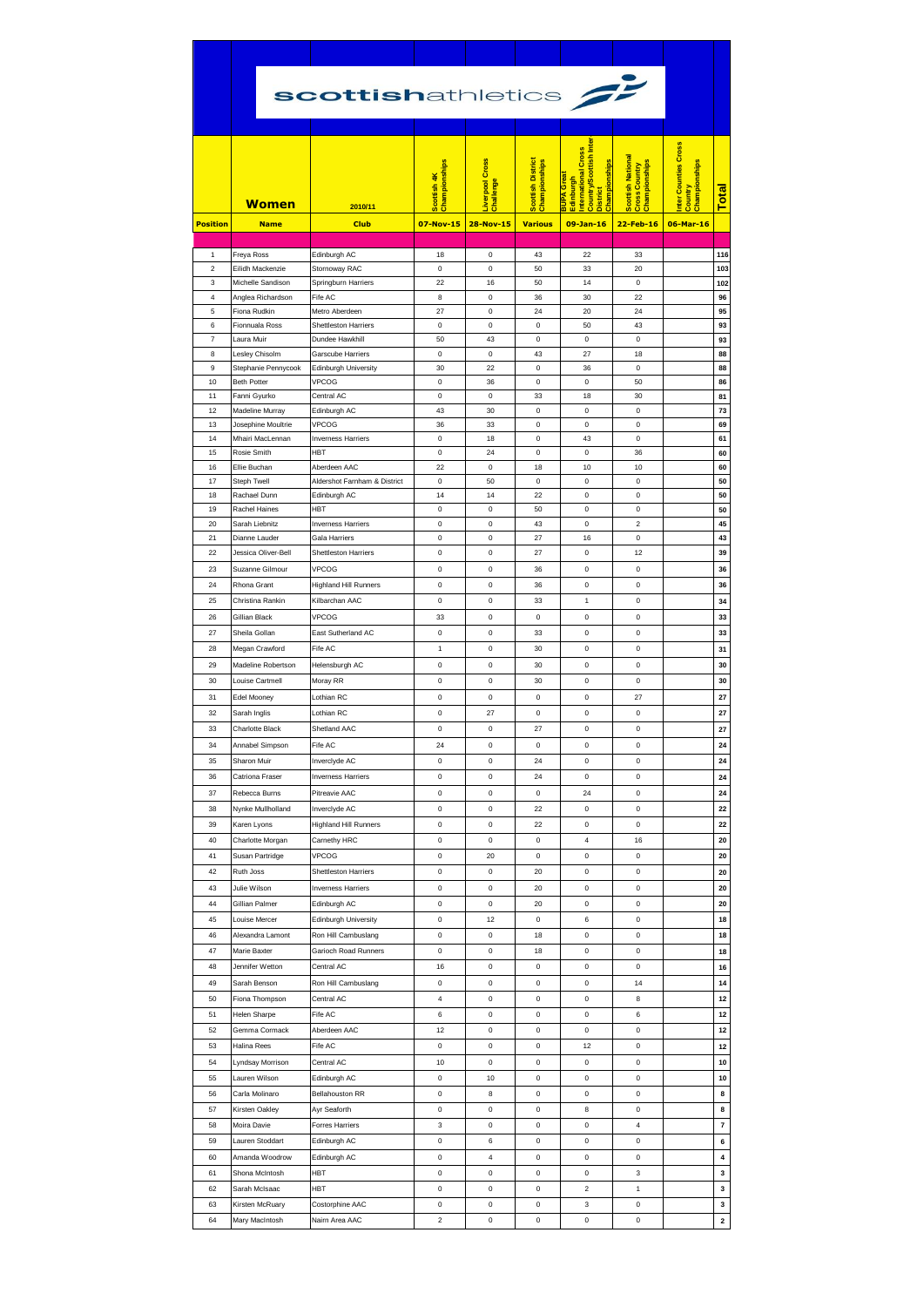# scottishathletics

| | Women | 2010/11 | Scottish 4K Championships | Liverpool Cross Challenge | Scottish District Championships | BUPA Great Edinburgh International Cross Country/Scottish Inter District Championships | Scottish National Cross Country Championships | Inter Counties Cross Country Championships | Total |
|---|---|---|---|---|---|---|---|---|---|
| **Position** | **Name** | **Club** | **07-Nov-15** | **28-Nov-15** | **Various** | **09-Jan-16** | **22-Feb-16** | **06-Mar-16** | |
| 1 | Freya Ross | Edinburgh AC | 18 | 0 | 43 | 22 | 33 | | 116 |
| 2 | Eilidh Mackenzie | Stornoway RAC | 0 | 0 | 50 | 33 | 20 | | 103 |
| 3 | Michelle Sandison | Springburn Harriers | 22 | 16 | 50 | 14 | 0 | | 102 |
| 4 | Anglea Richardson | Fife AC | 8 | 0 | 36 | 30 | 22 | | 96 |
| 5 | Fiona Rudkin | Metro Aberdeen | 27 | 0 | 24 | 20 | 24 | | 95 |
| 6 | Fionnuala Ross | Shettleston Harriers | 0 | 0 | 0 | 50 | 43 | | 93 |
| 7 | Laura Muir | Dundee Hawkhill | 50 | 43 | 0 | 0 | 0 | | 93 |
| 8 | Lesley Chisolm | Garscube Harriers | 0 | 0 | 43 | 27 | 18 | | 88 |
| 9 | Stephanie Pennycook | Edinburgh University | 30 | 22 | 0 | 36 | 0 | | 88 |
| 10 | Beth Potter | VPCOG | 0 | 36 | 0 | 0 | 50 | | 86 |
| 11 | Fanni Gyurko | Central AC | 0 | 0 | 33 | 18 | 30 | | 81 |
| 12 | Madeline Murray | Edinburgh AC | 43 | 30 | 0 | 0 | 0 | | 73 |
| 13 | Josephine Moultrie | VPCOG | 36 | 33 | 0 | 0 | 0 | | 69 |
| 14 | Mhairi MacLennan | Inverness Harriers | 0 | 18 | 0 | 43 | 0 | | 61 |
| 15 | Rosie Smith | HBT | 0 | 24 | 0 | 0 | 36 | | 60 |
| 16 | Ellie Buchan | Aberdeen AAC | 22 | 0 | 18 | 10 | 10 | | 60 |
| 17 | Steph Twell | Aldershot Farnham & District | 0 | 50 | 0 | 0 | 0 | | 50 |
| 18 | Rachael Dunn | Edinburgh AC | 14 | 14 | 22 | 0 | 0 | | 50 |
| 19 | Rachel Haines | HBT | 0 | 0 | 50 | 0 | 0 | | 50 |
| 20 | Sarah Liebnitz | Inverness Harriers | 0 | 0 | 43 | 0 | 2 | | 45 |
| 21 | Dianne Lauder | Gala Harriers | 0 | 0 | 27 | 16 | 0 | | 43 |
| 22 | Jessica Oliver-Bell | Shettleston Harriers | 0 | 0 | 27 | 0 | 12 | | 39 |
| 23 | Suzanne Gilmour | VPCOG | 0 | 0 | 36 | 0 | 0 | | 36 |
| 24 | Rhona Grant | Highland Hill Runners | 0 | 0 | 36 | 0 | 0 | | 36 |
| 25 | Christina Rankin | Kilbarchan AAC | 0 | 0 | 33 | 1 | 0 | | 34 |
| 26 | Gillian Black | VPCOG | 33 | 0 | 0 | 0 | 0 | | 33 |
| 27 | Sheila Gollan | East Sutherland AC | 0 | 0 | 33 | 0 | 0 | | 33 |
| 28 | Megan Crawford | Fife AC | 1 | 0 | 30 | 0 | 0 | | 31 |
| 29 | Madeline Robertson | Helensburgh AC | 0 | 0 | 30 | 0 | 0 | | 30 |
| 30 | Louise Cartmell | Moray RR | 0 | 0 | 30 | 0 | 0 | | 30 |
| 31 | Edel Mooney | Lothian RC | 0 | 0 | 0 | 0 | 27 | | 27 |
| 32 | Sarah Inglis | Lothian RC | 0 | 27 | 0 | 0 | 0 | | 27 |
| 33 | Charlotte Black | Shetland AAC | 0 | 0 | 27 | 0 | 0 | | 27 |
| 34 | Annabel Simpson | Fife AC | 24 | 0 | 0 | 0 | 0 | | 24 |
| 35 | Sharon Muir | Inverclyde AC | 0 | 0 | 24 | 0 | 0 | | 24 |
| 36 | Catriona Fraser | Inverness Harriers | 0 | 0 | 24 | 0 | 0 | | 24 |
| 37 | Rebecca Burns | Pitreavie AAC | 0 | 0 | 0 | 24 | 0 | | 24 |
| 38 | Nynke Mullholland | Inverclyde AC | 0 | 0 | 22 | 0 | 0 | | 22 |
| 39 | Karen Lyons | Highland Hill Runners | 0 | 0 | 22 | 0 | 0 | | 22 |
| 40 | Charlotte Morgan | Carnethy HRC | 0 | 0 | 0 | 4 | 16 | | 20 |
| 41 | Susan Partridge | VPCOG | 0 | 20 | 0 | 0 | 0 | | 20 |
| 42 | Ruth Joss | Shettleston Harriers | 0 | 0 | 20 | 0 | 0 | | 20 |
| 43 | Julie Wilson | Inverness Harriers | 0 | 0 | 20 | 0 | 0 | | 20 |
| 44 | Gillian Palmer | Edinburgh AC | 0 | 0 | 20 | 0 | 0 | | 20 |
| 45 | Louise Mercer | Edinburgh University | 0 | 12 | 0 | 6 | 0 | | 18 |
| 46 | Alexandra Lamont | Ron Hill Cambuslang | 0 | 0 | 18 | 0 | 0 | | 18 |
| 47 | Marie Baxter | Garioch Road Runners | 0 | 0 | 18 | 0 | 0 | | 18 |
| 48 | Jennifer Wetton | Central AC | 16 | 0 | 0 | 0 | 0 | | 16 |
| 49 | Sarah Benson | Ron Hill Cambuslang | 0 | 0 | 0 | 0 | 14 | | 14 |
| 50 | Fiona Thompson | Central AC | 4 | 0 | 0 | 0 | 8 | | 12 |
| 51 | Helen Sharpe | Fife AC | 6 | 0 | 0 | 0 | 6 | | 12 |
| 52 | Gemma Cormack | Aberdeen AAC | 12 | 0 | 0 | 0 | 0 | | 12 |
| 53 | Halina Rees | Fife AC | 0 | 0 | 0 | 12 | 0 | | 12 |
| 54 | Lyndsay Morrison | Central AC | 10 | 0 | 0 | 0 | 0 | | 10 |
| 55 | Lauren Wilson | Edinburgh AC | 0 | 10 | 0 | 0 | 0 | | 10 |
| 56 | Carla Molinaro | Bellahouston RR | 0 | 8 | 0 | 0 | 0 | | 8 |
| 57 | Kirsten Oakley | Ayr Seaforth | 0 | 0 | 0 | 8 | 0 | | 8 |
| 58 | Moira Davie | Forres Harriers | 3 | 0 | 0 | 0 | 4 | | 7 |
| 59 | Lauren Stoddart | Edinburgh AC | 0 | 6 | 0 | 0 | 0 | | 6 |
| 60 | Amanda Woodrow | Edinburgh AC | 0 | 4 | 0 | 0 | 0 | | 4 |
| 61 | Shona McIntosh | HBT | 0 | 0 | 0 | 0 | 3 | | 3 |
| 62 | Sarah McIsaac | HBT | 0 | 0 | 0 | 2 | 1 | | 3 |
| 63 | Kirsten McRuary | Costorphine AAC | 0 | 0 | 0 | 3 | 0 | | 3 |
| 64 | Mary MacIntosh | Nairn Area AAC | 2 | 0 | 0 | 0 | 0 | | 2 |